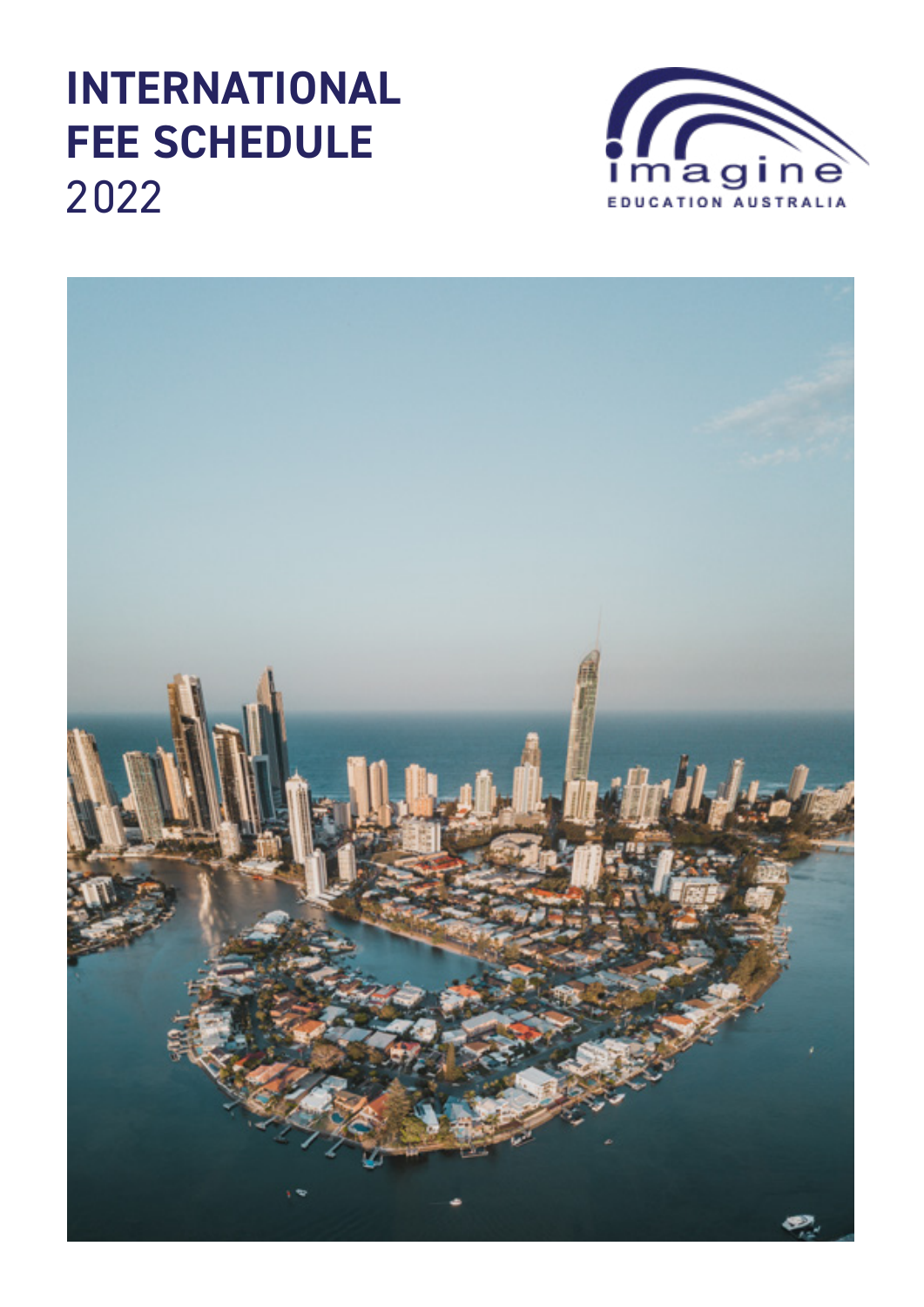# INTERNATIONAL FEE SCHEDULE 2022

imagine

EDUCATION AUSTRALIA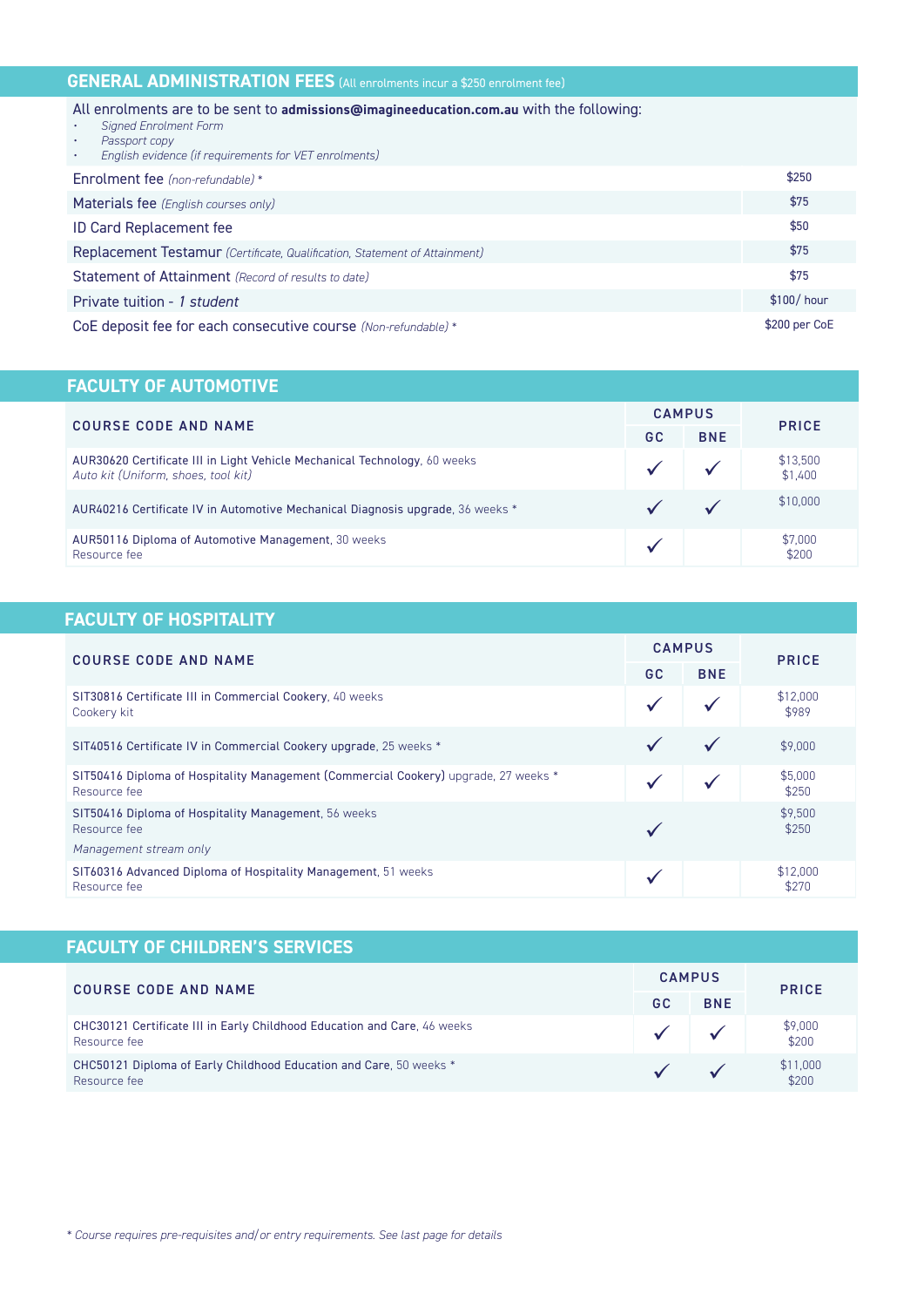## GENERAL ADMINISTRATION FEES (All enrolments incur a $250 enrolment fee)

All enrolments are to be sent to **admissions@imagineeducation.com.au** with the following:

- *Signed Enrolment Form*
- *Passport copy*
- *English evidence (if requirements for VET enrolments)*

| | |
|---|---|
| Enrolment fee *(non-refundable)* * | $250 |
| Materials fee *(English courses only)* | $75 |
| ID Card Replacement fee | $50 |
| Replacement Testamur *(Certificate, Qualification, Statement of Attainment)* | $75 |
| Statement of Attainment *(Record of results to date)* | $75 |
| Private tuition - *1 student* | $100/ hour |
| CoE deposit fee for each consecutive course *(Non-refundable)* * | $200 per CoE |

## FACULTY OF AUTOMOTIVE

| COURSE CODE AND NAME | CAMPUS | | PRICE |
|---|---|---|---|
| | GC | BNE | |
| AUR30620 Certificate III in Light Vehicle Mechanical Technology, 60 weeks<br>*Auto kit (Uniform, shoes, tool kit)* | ✓ | ✓ | $13,500<br>$1,400 |
| AUR40216 Certificate IV in Automotive Mechanical Diagnosis upgrade, 36 weeks * | ✓ | ✓ | $10,000 |
| AUR50116 Diploma of Automotive Management, 30 weeks<br>Resource fee | ✓ | | $7,000<br>$200 |

## FACULTY OF HOSPITALITY

| COURSE CODE AND NAME | CAMPUS | | PRICE |
|---|---|---|---|
| | GC | BNE | |
| SIT30816 Certificate III in Commercial Cookery, 40 weeks<br>Cookery kit | ✓ | ✓ | $12,000<br>$989 |
| SIT40516 Certificate IV in Commercial Cookery upgrade, 25 weeks * | ✓ | ✓ | $9,000 |
| SIT50416 Diploma of Hospitality Management (Commercial Cookery) upgrade, 27 weeks *<br>Resource fee | ✓ | ✓ | $5,000<br>$250 |
| SIT50416 Diploma of Hospitality Management, 56 weeks<br>Resource fee<br>*Management stream only* | ✓ | | $9,500<br>$250 |
| SIT60316 Advanced Diploma of Hospitality Management, 51 weeks<br>Resource fee | ✓ | | $12,000<br>$270 |

## FACULTY OF CHILDREN'S SERVICES

| COURSE CODE AND NAME | CAMPUS | | PRICE |
|---|---|---|---|
| | GC | BNE | |
| CHC30121 Certificate III in Early Childhood Education and Care, 46 weeks<br>Resource fee | ✓ | ✓ | $9,000<br>$200 |
| CHC50121 Diploma of Early Childhood Education and Care, 50 weeks *<br>Resource fee | ✓ | ✓ | $11,000<br>$200 |

*\* Course requires pre-requisites and/or entry requirements. See last page for details*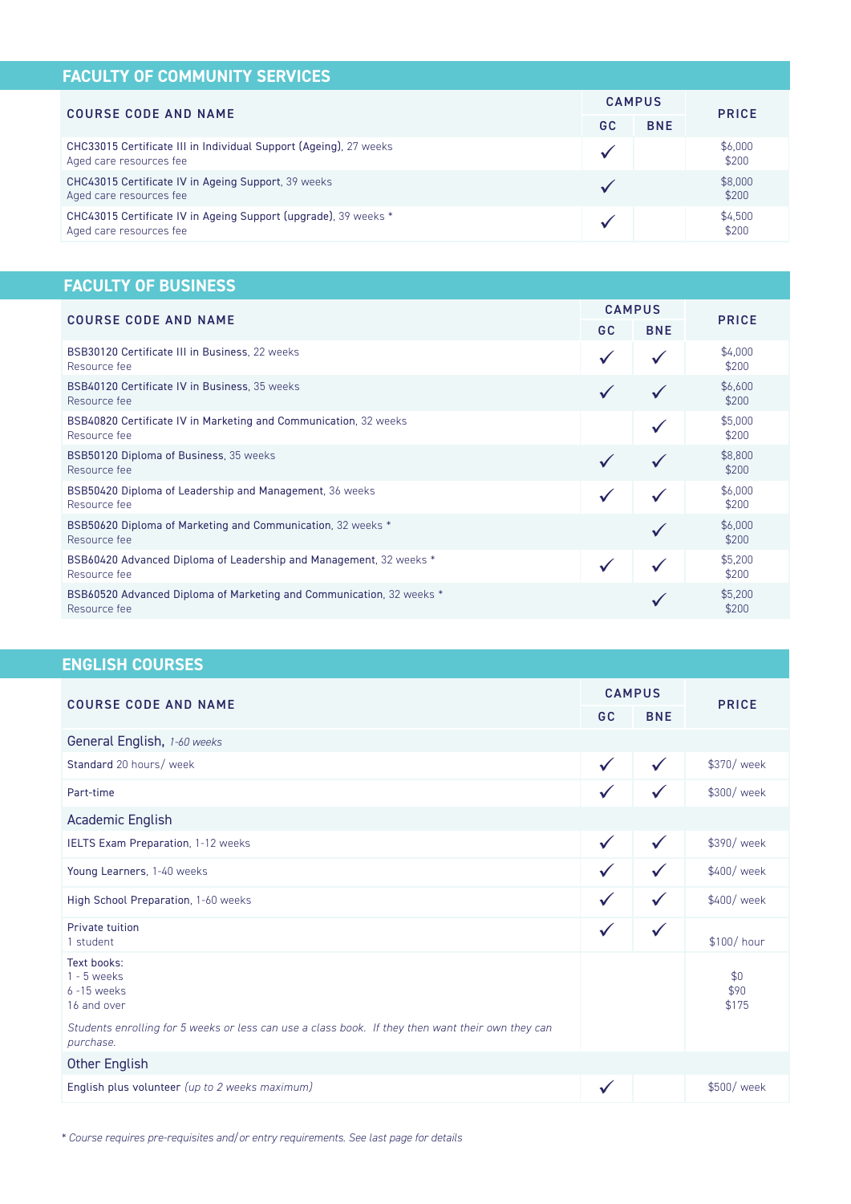## FACULTY OF COMMUNITY SERVICES

| COURSE CODE AND NAME | CAMPUS | | PRICE |
|---|---|---|---|
| | GC | BNE | |
| CHC33015 Certificate III in Individual Support (Ageing), 27 weeks<br>Aged care resources fee | ✓ | | $6,000<br>$200 |
| CHC43015 Certificate IV in Ageing Support, 39 weeks<br>Aged care resources fee | ✓ | | $8,000<br>$200 |
| CHC43015 Certificate IV in Ageing Support (upgrade), 39 weeks *<br>Aged care resources fee | ✓ | | $4,500<br>$200 |

## FACULTY OF BUSINESS

| COURSE CODE AND NAME | CAMPUS | | PRICE |
|---|---|---|---|
| | GC | BNE | |
| BSB30120 Certificate III in Business, 22 weeks<br>Resource fee | ✓ | ✓ | $4,000<br>$200 |
| BSB40120 Certificate IV in Business, 35 weeks<br>Resource fee | ✓ | ✓ | $6,600<br>$200 |
| BSB40820 Certificate IV in Marketing and Communication, 32 weeks<br>Resource fee | | ✓ | $5,000<br>$200 |
| BSB50120 Diploma of Business, 35 weeks<br>Resource fee | ✓ | ✓ | $8,800<br>$200 |
| BSB50420 Diploma of Leadership and Management, 36 weeks<br>Resource fee | ✓ | ✓ | $6,000<br>$200 |
| BSB50620 Diploma of Marketing and Communication, 32 weeks *<br>Resource fee | | ✓ | $6,000<br>$200 |
| BSB60420 Advanced Diploma of Leadership and Management, 32 weeks *<br>Resource fee | ✓ | ✓ | $5,200<br>$200 |
| BSB60520 Advanced Diploma of Marketing and Communication, 32 weeks *<br>Resource fee | | ✓ | $5,200<br>$200 |

## ENGLISH COURSES

| COURSE CODE AND NAME | CAMPUS | | PRICE |
|---|---|---|---|
| | GC | BNE | |
| **General English**, *1-60 weeks* | | | |
| Standard 20 hours/ week | ✓ | ✓ | $370/ week |
| Part-time | ✓ | ✓ | $300/ week |
| **Academic English** | | | |
| IELTS Exam Preparation, 1-12 weeks | ✓ | ✓ | $390/ week |
| Young Learners, 1-40 weeks | ✓ | ✓ | $400/ week |
| High School Preparation, 1-60 weeks | ✓ | ✓ | $400/ week |
| Private tuition<br>1 student | ✓ | ✓ | $100/ hour |
| Text books:<br>1 - 5 weeks<br>6 -15 weeks<br>16 and over<br>*Students enrolling for 5 weeks or less can use a class book. If they then want their own they can purchase.* | | | $0<br>$90<br>$175 |
| **Other English** | | | |
| English plus volunteer *(up to 2 weeks maximum)* | ✓ | | $500/ week |

*\* Course requires pre-requisites and/or entry requirements. See last page for details*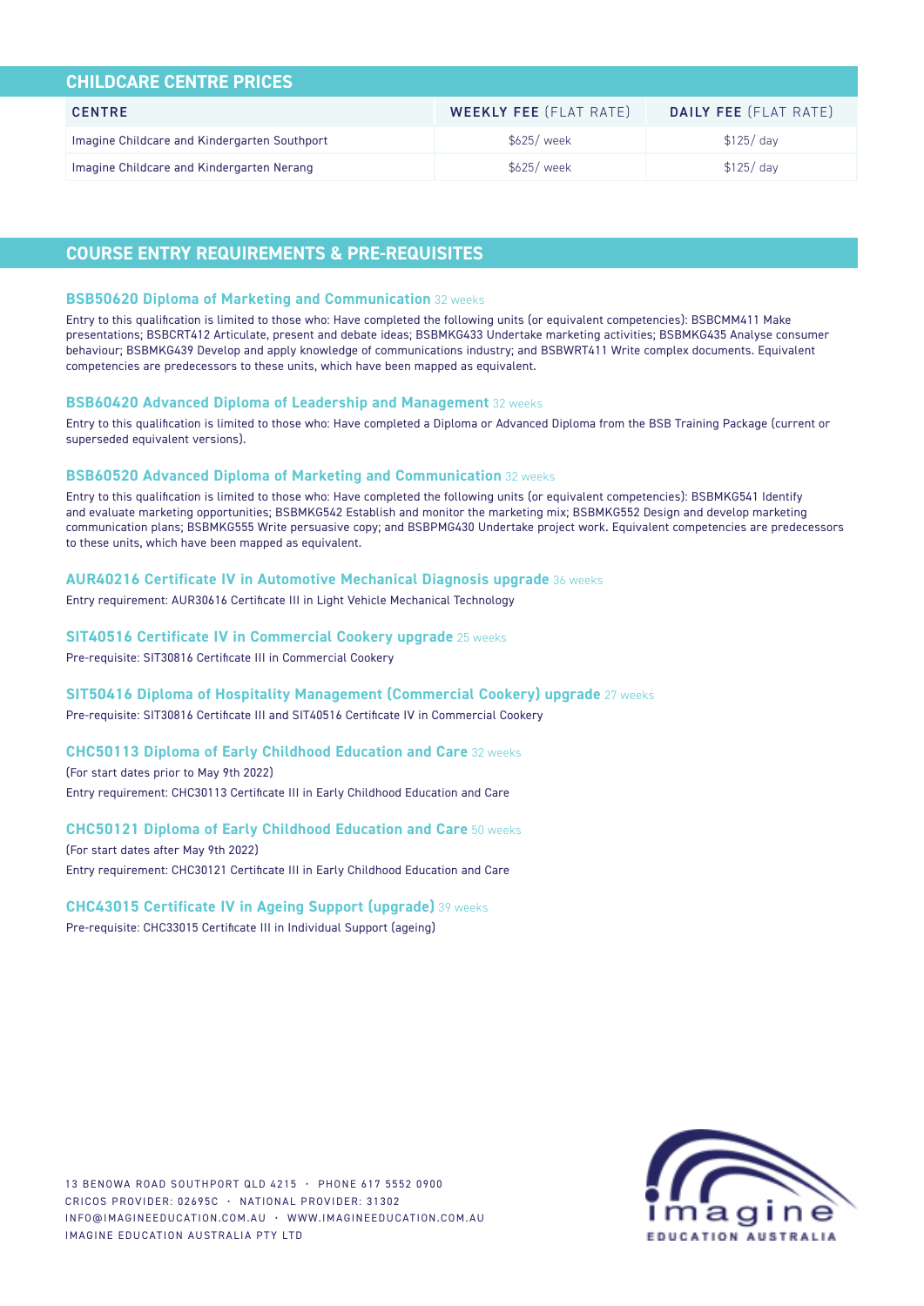## CHILDCARE CENTRE PRICES

| CENTRE | WEEKLY FEE (FLAT RATE) | DAILY FEE (FLAT RATE) |
|---|---|---|
| Imagine Childcare and Kindergarten Southport | $625/ week | $125/ day |
| Imagine Childcare and Kindergarten Nerang | $625/ week | $125/ day |

## COURSE ENTRY REQUIREMENTS & PRE-REQUISITES

### BSB50620 Diploma of Marketing and Communication 32 weeks

Entry to this qualification is limited to those who: Have completed the following units (or equivalent competencies): BSBCMM411 Make presentations; BSBCRT412 Articulate, present and debate ideas; BSBMKG433 Undertake marketing activities; BSBMKG435 Analyse consumer behaviour; BSBMKG439 Develop and apply knowledge of communications industry; and BSBWRT411 Write complex documents. Equivalent competencies are predecessors to these units, which have been mapped as equivalent.

### BSB60420 Advanced Diploma of Leadership and Management 32 weeks

Entry to this qualification is limited to those who: Have completed a Diploma or Advanced Diploma from the BSB Training Package (current or superseded equivalent versions).

### BSB60520 Advanced Diploma of Marketing and Communication 32 weeks

Entry to this qualification is limited to those who: Have completed the following units (or equivalent competencies): BSBMKG541 Identify and evaluate marketing opportunities; BSBMKG542 Establish and monitor the marketing mix; BSBMKG552 Design and develop marketing communication plans; BSBMKG555 Write persuasive copy; and BSBPMG430 Undertake project work. Equivalent competencies are predecessors to these units, which have been mapped as equivalent.

### AUR40216 Certificate IV in Automotive Mechanical Diagnosis upgrade 36 weeks

Entry requirement: AUR30616 Certificate III in Light Vehicle Mechanical Technology

### SIT40516 Certificate IV in Commercial Cookery upgrade 25 weeks

Pre-requisite: SIT30816 Certificate III in Commercial Cookery

### SIT50416 Diploma of Hospitality Management (Commercial Cookery) upgrade 27 weeks

Pre-requisite: SIT30816 Certificate III and SIT40516 Certificate IV in Commercial Cookery

### CHC50113 Diploma of Early Childhood Education and Care 32 weeks

(For start dates prior to May 9th 2022)

Entry requirement: CHC30113 Certificate III in Early Childhood Education and Care

### CHC50121 Diploma of Early Childhood Education and Care 50 weeks

(For start dates after May 9th 2022)

Entry requirement: CHC30121 Certificate III in Early Childhood Education and Care

### CHC43015 Certificate IV in Ageing Support (upgrade) 39 weeks

Pre-requisite: CHC33015 Certificate III in Individual Support (ageing)

13 BENOWA ROAD SOUTHPORT QLD 4215 · PHONE 617 5552 0900
CRICOS PROVIDER: 02695C · NATIONAL PROVIDER: 31302
INFO@IMAGINEEDUCATION.COM.AU · WWW.IMAGINEEDUCATION.COM.AU
IMAGINE EDUCATION AUSTRALIA PTY LTD

imagine EDUCATION AUSTRALIA